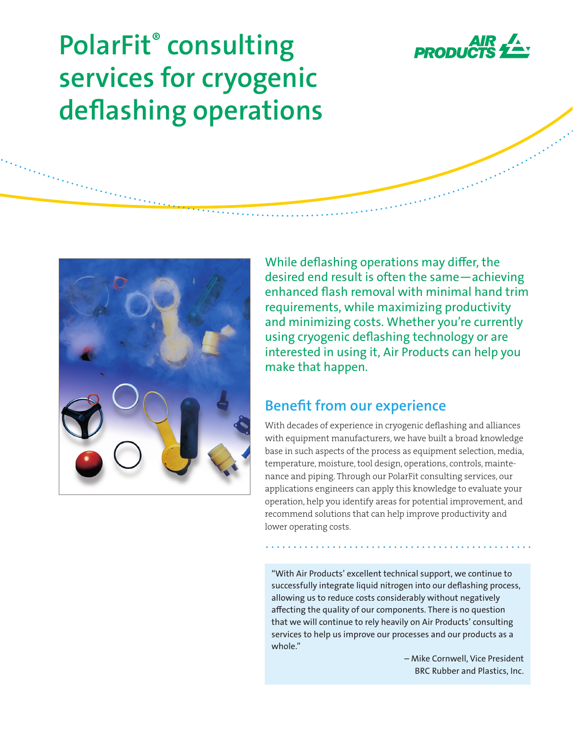# PolarFit® consulting services for cryogenic deflashing operations

While deflashing operations may differ, the desired end result is often the same—achieving enhanced flash removal with minimal hand trim requirements, while maximizing productivity and minimizing costs. Whether you're currently using cryogenic deflashing technology or are interested in using it, Air Products can help you make that happen.

## Benefit from our experience

With decades of experience in cryogenic deflashing and alliances with equipment manufacturers, we have built a broad knowledge base in such aspects of the process as equipment selection, media, temperature, moisture, tool design, operations, controls, maintenance and piping. Through our PolarFit consulting services, our applications engineers can apply this knowledge to evaluate your operation, help you identify areas for potential improvement, and recommend solutions that can help improve productivity and lower operating costs.

> "With Air Products' excellent technical support, we continue to successfully integrate liquid nitrogen into our deflashing process, allowing us to reduce costs considerably without negatively affecting the quality of our components. There is no question that we will continue to rely heavily on Air Products' consulting services to help us improve our processes and our products as a whole."
>
> – Mike Cornwell, Vice President
> BRC Rubber and Plastics, Inc.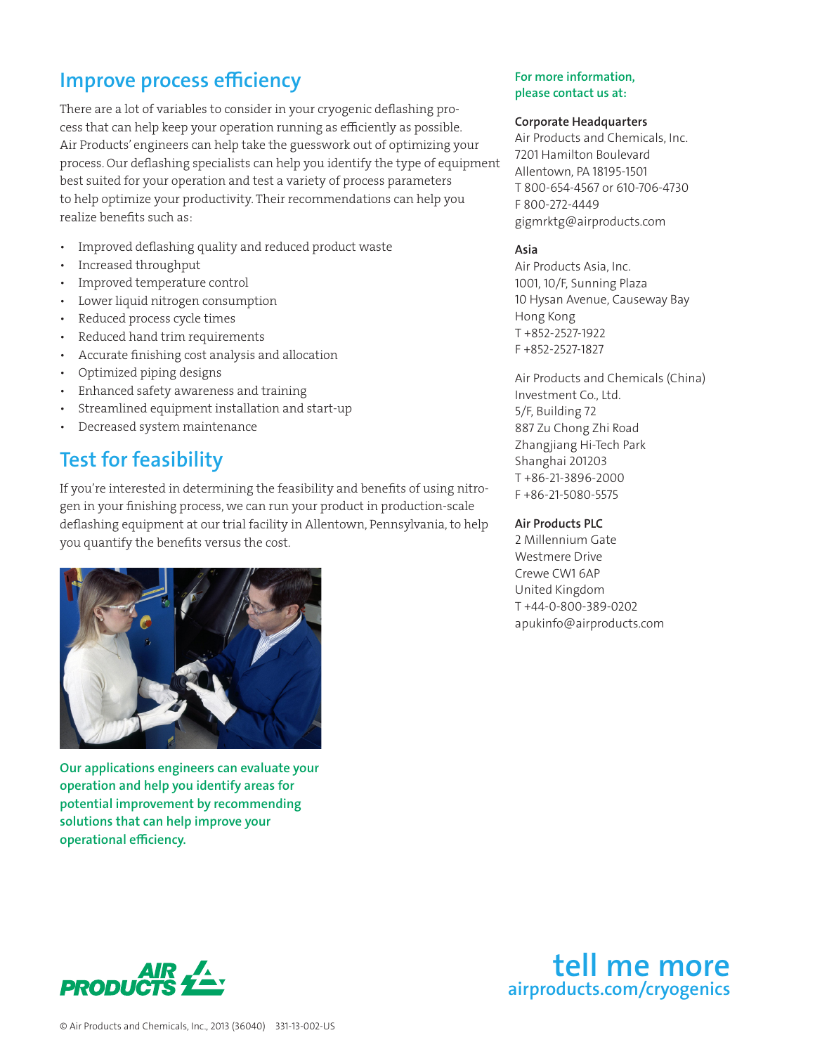## Improve process efficiency

There are a lot of variables to consider in your cryogenic deflashing process that can help keep your operation running as efficiently as possible. Air Products' engineers can help take the guesswork out of optimizing your process. Our deflashing specialists can help you identify the type of equipment best suited for your operation and test a variety of process parameters to help optimize your productivity. Their recommendations can help you realize benefits such as:

- Improved deflashing quality and reduced product waste
- Increased throughput
- Improved temperature control
- Lower liquid nitrogen consumption
- Reduced process cycle times
- Reduced hand trim requirements
- Accurate finishing cost analysis and allocation
- Optimized piping designs
- Enhanced safety awareness and training
- Streamlined equipment installation and start-up
- Decreased system maintenance

## Test for feasibility

If you're interested in determining the feasibility and benefits of using nitrogen in your finishing process, we can run your product in production-scale deflashing equipment at our trial facility in Allentown, Pennsylvania, to help you quantify the benefits versus the cost.

**Our applications engineers can evaluate your operation and help you identify areas for potential improvement by recommending solutions that can help improve your operational efficiency.**

**For more information, please contact us at:**

**Corporate Headquarters**
Air Products and Chemicals, Inc.
7201 Hamilton Boulevard
Allentown, PA 18195-1501
T 800-654-4567 or 610-706-4730
F 800-272-4449
gigmrktg@airproducts.com

**Asia**
Air Products Asia, Inc.
1001, 10/F, Sunning Plaza
10 Hysan Avenue, Causeway Bay
Hong Kong
T +852-2527-1922
F +852-2527-1827

Air Products and Chemicals (China)
Investment Co., Ltd.
5/F, Building 72
887 Zu Chong Zhi Road
Zhangjiang Hi-Tech Park
Shanghai 201203
T +86-21-3896-2000
F +86-21-5080-5575

**Air Products PLC**
2 Millennium Gate
Westmere Drive
Crewe CW1 6AP
United Kingdom
T +44-0-800-389-0202
apukinfo@airproducts.com

AIR PRODUCTS

**tell me more**
airproducts.com/cryogenics

© Air Products and Chemicals, Inc., 2013 (36040) 331-13-002-US